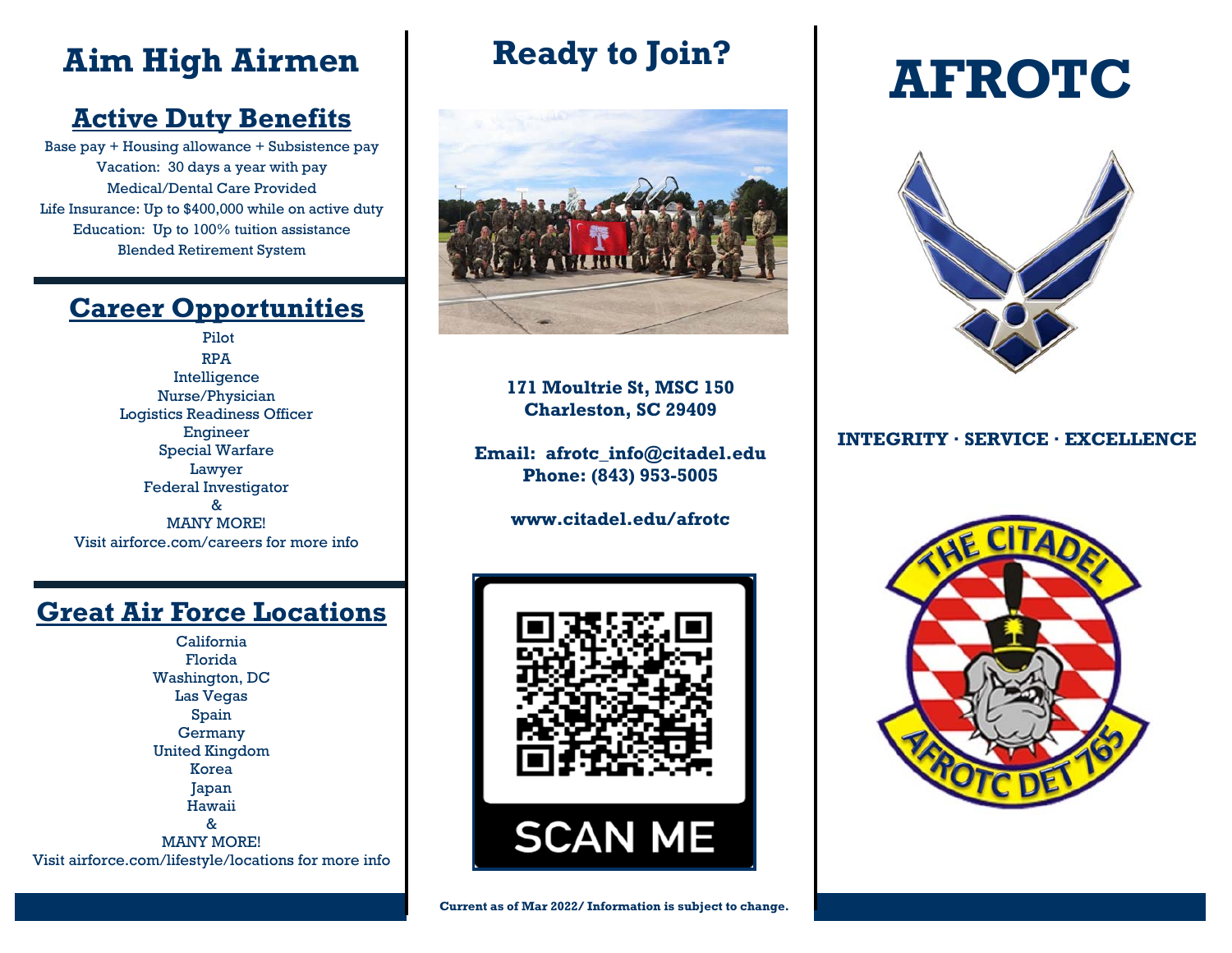# Aim High Airmen

## Active Duty Benefits

Base pay + Housing allowance + Subsistence pay
Vacation: 30 days a year with pay
Medical/Dental Care Provided
Life Insurance: Up to $400,000 while on active duty
Education: Up to 100% tuition assistance
Blended Retirement System

## Career Opportunities

Pilot
RPA
Intelligence
Nurse/Physician
Logistics Readiness Officer
Engineer
Special Warfare
Lawyer
Federal Investigator
&
MANY MORE!
Visit airforce.com/careers for more info

## Great Air Force Locations

California
Florida
Washington, DC
Las Vegas
Spain
Germany
United Kingdom
Korea
Japan
Hawaii
&
MANY MORE!
Visit airforce.com/lifestyle/locations for more info

# Ready to Join?

**171 Moultrie St, MSC 150**
**Charleston, SC 29409**

**Email: afrotc_info@citadel.edu**
**Phone: (843) 953-5005**

**www.citadel.edu/afrotc**

SCAN ME

**Current as of Mar 2022/ Information is subject to change.**

# AFROTC

**INTEGRITY · SERVICE · EXCELLENCE**

THE CITADEL
AFROTC DET 765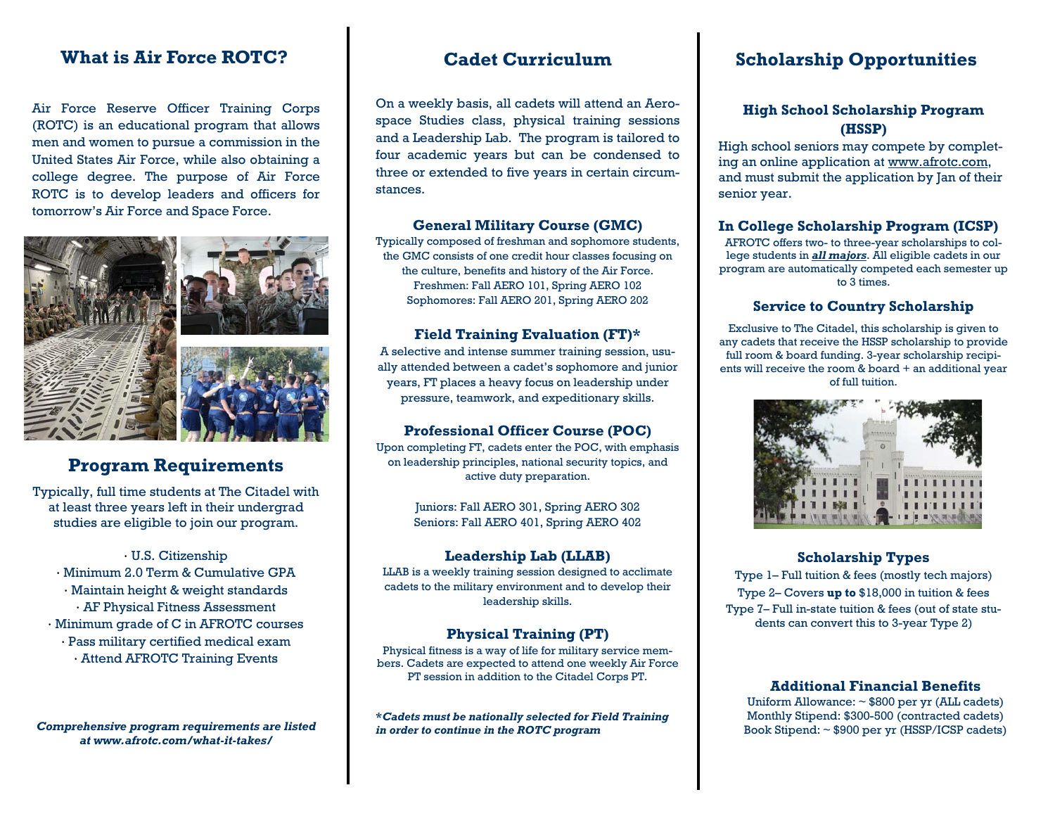## What is Air Force ROTC?

Air Force Reserve Officer Training Corps (ROTC) is an educational program that allows men and women to pursue a commission in the United States Air Force, while also obtaining a college degree. The purpose of Air Force ROTC is to develop leaders and officers for tomorrow's Air Force and Space Force.

## Program Requirements

Typically, full time students at The Citadel with at least three years left in their undergrad studies are eligible to join our program.

· U.S. Citizenship
· Minimum 2.0 Term & Cumulative GPA
· Maintain height & weight standards
· AF Physical Fitness Assessment
· Minimum grade of C in AFROTC courses
· Pass military certified medical exam
· Attend AFROTC Training Events

***Comprehensive program requirements are listed at www.afrotc.com/what-it-takes/***

## Cadet Curriculum

On a weekly basis, all cadets will attend an Aerospace Studies class, physical training sessions and a Leadership Lab. The program is tailored to four academic years but can be condensed to three or extended to five years in certain circumstances.

### General Military Course (GMC)

Typically composed of freshman and sophomore students, the GMC consists of one credit hour classes focusing on the culture, benefits and history of the Air Force.
Freshmen: Fall AERO 101, Spring AERO 102
Sophomores: Fall AERO 201, Spring AERO 202

### Field Training Evaluation (FT)*

A selective and intense summer training session, usually attended between a cadet's sophomore and junior years, FT places a heavy focus on leadership under pressure, teamwork, and expeditionary skills.

### Professional Officer Course (POC)

Upon completing FT, cadets enter the POC, with emphasis on leadership principles, national security topics, and active duty preparation.

Juniors: Fall AERO 301, Spring AERO 302
Seniors: Fall AERO 401, Spring AERO 402

### Leadership Lab (LLAB)

LLAB is a weekly training session designed to acclimate cadets to the military environment and to develop their leadership skills.

### Physical Training (PT)

Physical fitness is a way of life for military service members. Cadets are expected to attend one weekly Air Force PT session in addition to the Citadel Corps PT.

***\*Cadets must be nationally selected for Field Training in order to continue in the ROTC program***

## Scholarship Opportunities

### High School Scholarship Program (HSSP)

High school seniors may compete by completing an online application at www.afrotc.com, and must submit the application by Jan of their senior year.

### In College Scholarship Program (ICSP)

AFROTC offers two- to three-year scholarships to college students in ***all majors***. All eligible cadets in our program are automatically competed each semester up to 3 times.

### Service to Country Scholarship

Exclusive to The Citadel, this scholarship is given to any cadets that receive the HSSP scholarship to provide full room & board funding. 3-year scholarship recipients will receive the room & board + an additional year of full tuition.

### Scholarship Types

Type 1– Full tuition & fees (mostly tech majors)
Type 2– Covers **up to** $18,000 in tuition & fees
Type 7– Full in-state tuition & fees (out of state students can convert this to 3-year Type 2)

### Additional Financial Benefits

Uniform Allowance: ~ $800 per yr (ALL cadets)
Monthly Stipend: $300-500 (contracted cadets)
Book Stipend: ~ $900 per yr (HSSP/ICSP cadets)